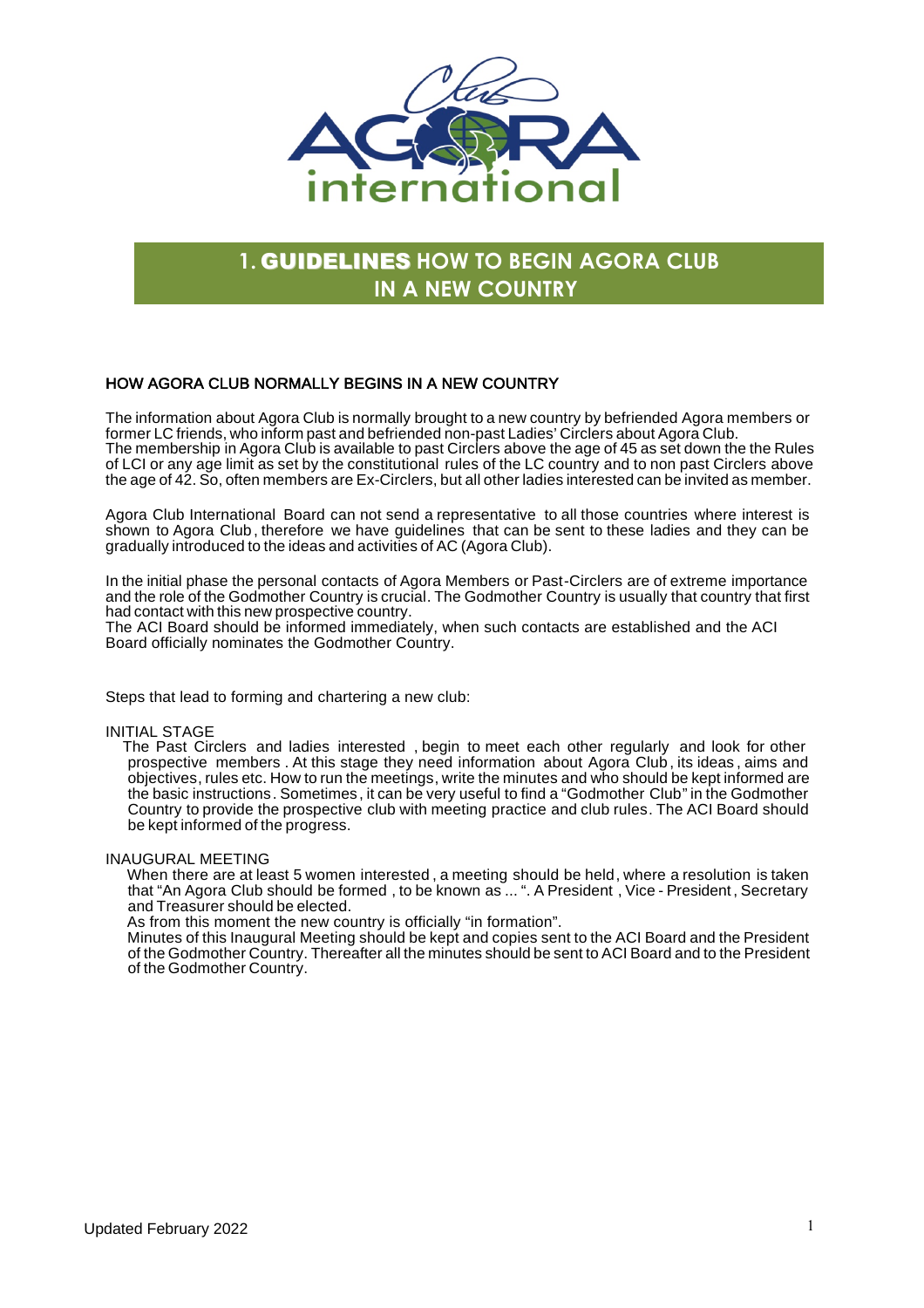# 1. GUIDELINES HOW TO BEGIN AGORA CLUB IN A NEW COUNTRY

## HOW AGORA CLUB NORMALLY BEGINS IN A NEW COUNTRY

The information about Agora Club is normally brought to a new country by befriended Agora members or former LC friends, who inform past and befriended non-past Ladies' Circlers about Agora Club.
The membership in Agora Club is available to past Circlers above the age of 45 as set down the the Rules of LCI or any age limit as set by the constitutional rules of the LC country and to non past Circlers above the age of 42. So, often members are Ex-Circlers, but all other ladies interested can be invited as member.

Agora Club International Board can not send a representative to all those countries where interest is shown to Agora Club, therefore we have guidelines that can be sent to these ladies and they can be gradually introduced to the ideas and activities of AC (Agora Club).

In the initial phase the personal contacts of Agora Members or Past-Circlers are of extreme importance and the role of the Godmother Country is crucial. The Godmother Country is usually that country that first had contact with this new prospective country.
The ACI Board should be informed immediately, when such contacts are established and the ACI Board officially nominates the Godmother Country.

Steps that lead to forming and chartering a new club:

INITIAL STAGE

The Past Circlers and ladies interested , begin to meet each other regularly and look for other prospective members . At this stage they need information about Agora Club , its ideas , aims and objectives, rules etc. How to run the meetings, write the minutes and who should be kept informed are the basic instructions. Sometimes, it can be very useful to find a "Godmother Club" in the Godmother Country to provide the prospective club with meeting practice and club rules. The ACI Board should be kept informed of the progress.

INAUGURAL MEETING

When there are at least 5 women interested , a meeting should be held, where a resolution is taken that "An Agora Club should be formed , to be known as ... ". A President , Vice - President , Secretary and Treasurer should be elected.
As from this moment the new country is officially "in formation".
Minutes of this Inaugural Meeting should be kept and copies sent to the ACI Board and the President of the Godmother Country. Thereafter all the minutes should be sent to ACI Board and to the President of the Godmother Country.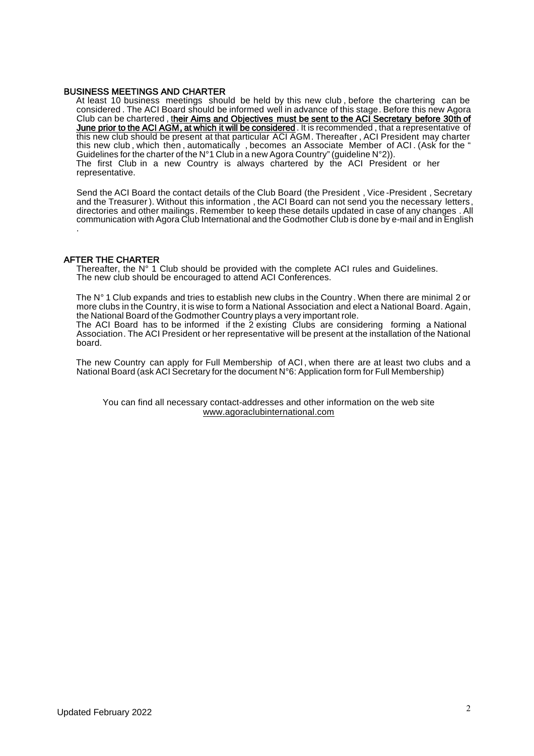## BUSINESS MEETINGS AND CHARTER

At least 10 business meetings should be held by this new club, before the chartering can be considered. The ACI Board should be informed well in advance of this stage. Before this new Agora Club can be chartered, **their Aims and Objectives must be sent to the ACI Secretary before 30th of June prior to the ACI AGM, at which it will be considered**. It is recommended, that a representative of this new club should be present at that particular ACI AGM. Thereafter, ACI President may charter this new club, which then, automatically, becomes an Associate Member of ACI. (Ask for the " Guidelines for the charter of the N°1 Club in a new Agora Country" (guideline N°2)).

The first Club in a new Country is always chartered by the ACI President or her representative.

Send the ACI Board the contact details of the Club Board (the President, Vice-President, Secretary and the Treasurer). Without this information, the ACI Board can not send you the necessary letters, directories and other mailings. Remember to keep these details updated in case of any changes. All communication with Agora Club International and the Godmother Club is done by e-mail and in English.

## AFTER THE CHARTER

Thereafter, the N° 1 Club should be provided with the complete ACI rules and Guidelines. The new club should be encouraged to attend ACI Conferences.

The N° 1 Club expands and tries to establish new clubs in the Country. When there are minimal 2 or more clubs in the Country, it is wise to form a National Association and elect a National Board. Again, the National Board of the Godmother Country plays a very important role.

The ACI Board has to be informed if the 2 existing Clubs are considering forming a National Association. The ACI President or her representative will be present at the installation of the National board.

The new Country can apply for Full Membership of ACI, when there are at least two clubs and a National Board (ask ACI Secretary for the document N°6: Application form for Full Membership)

You can find all necessary contact-addresses and other information on the web site www.agoraclubinternational.com

Updated February 2022